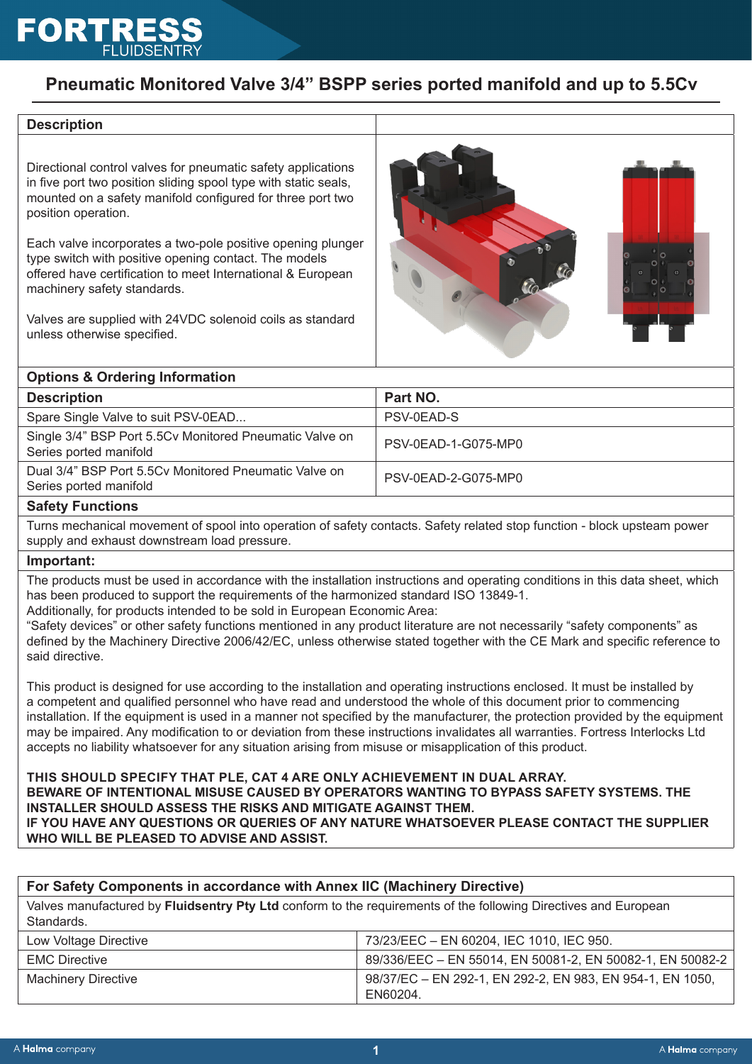# FORTRESS FLUIDSENTRY

## Pneumatic Monitored Valve 3/4" BSPP series ported manifold and up to 5.5Cv

### Description

Directional control valves for pneumatic safety applications in five port two position sliding spool type with static seals, mounted on a safety manifold configured for three port two position operation.

Each valve incorporates a two-pole positive opening plunger type switch with positive opening contact. The models offered have certification to meet International & European machinery safety standards.

Valves are supplied with 24VDC solenoid coils as standard unless otherwise specified.

### Options & Ordering Information

| Description | Part NO. |
|---|---|
| Spare Single Valve to suit PSV-0EAD... | PSV-0EAD-S |
| Single 3/4" BSP Port 5.5Cv Monitored Pneumatic Valve on Series ported manifold | PSV-0EAD-1-G075-MP0 |
| Dual 3/4" BSP Port 5.5Cv Monitored Pneumatic Valve on Series ported manifold | PSV-0EAD-2-G075-MP0 |

### Safety Functions

Turns mechanical movement of spool into operation of safety contacts. Safety related stop function - block upsteam power supply and exhaust downstream load pressure.

### Important:

The products must be used in accordance with the installation instructions and operating conditions in this data sheet, which has been produced to support the requirements of the harmonized standard ISO 13849-1.
Additionally, for products intended to be sold in European Economic Area:
"Safety devices" or other safety functions mentioned in any product literature are not necessarily "safety components" as defined by the Machinery Directive 2006/42/EC, unless otherwise stated together with the CE Mark and specific reference to said directive.

This product is designed for use according to the installation and operating instructions enclosed. It must be installed by a competent and qualified personnel who have read and understood the whole of this document prior to commencing installation. If the equipment is used in a manner not specified by the manufacturer, the protection provided by the equipment may be impaired. Any modification to or deviation from these instructions invalidates all warranties. Fortress Interlocks Ltd accepts no liability whatsoever for any situation arising from misuse or misapplication of this product.

**THIS SHOULD SPECIFY THAT PLE, CAT 4 ARE ONLY ACHIEVEMENT IN DUAL ARRAY.**
**BEWARE OF INTENTIONAL MISUSE CAUSED BY OPERATORS WANTING TO BYPASS SAFETY SYSTEMS. THE INSTALLER SHOULD ASSESS THE RISKS AND MITIGATE AGAINST THEM.**
**IF YOU HAVE ANY QUESTIONS OR QUERIES OF ANY NATURE WHATSOEVER PLEASE CONTACT THE SUPPLIER WHO WILL BE PLEASED TO ADVISE AND ASSIST.**

### For Safety Components in accordance with Annex IIC (Machinery Directive)

Valves manufactured by **Fluidsentry Pty Ltd** conform to the requirements of the following Directives and European Standards.

| Directive | Standards |
|---|---|
| Low Voltage Directive | 73/23/EEC – EN 60204, IEC 1010, IEC 950. |
| EMC Directive | 89/336/EEC – EN 55014, EN 50081-2, EN 50082-1, EN 50082-2 |
| Machinery Directive | 98/37/EC – EN 292-1, EN 292-2, EN 983, EN 954-1, EN 1050, EN60204. |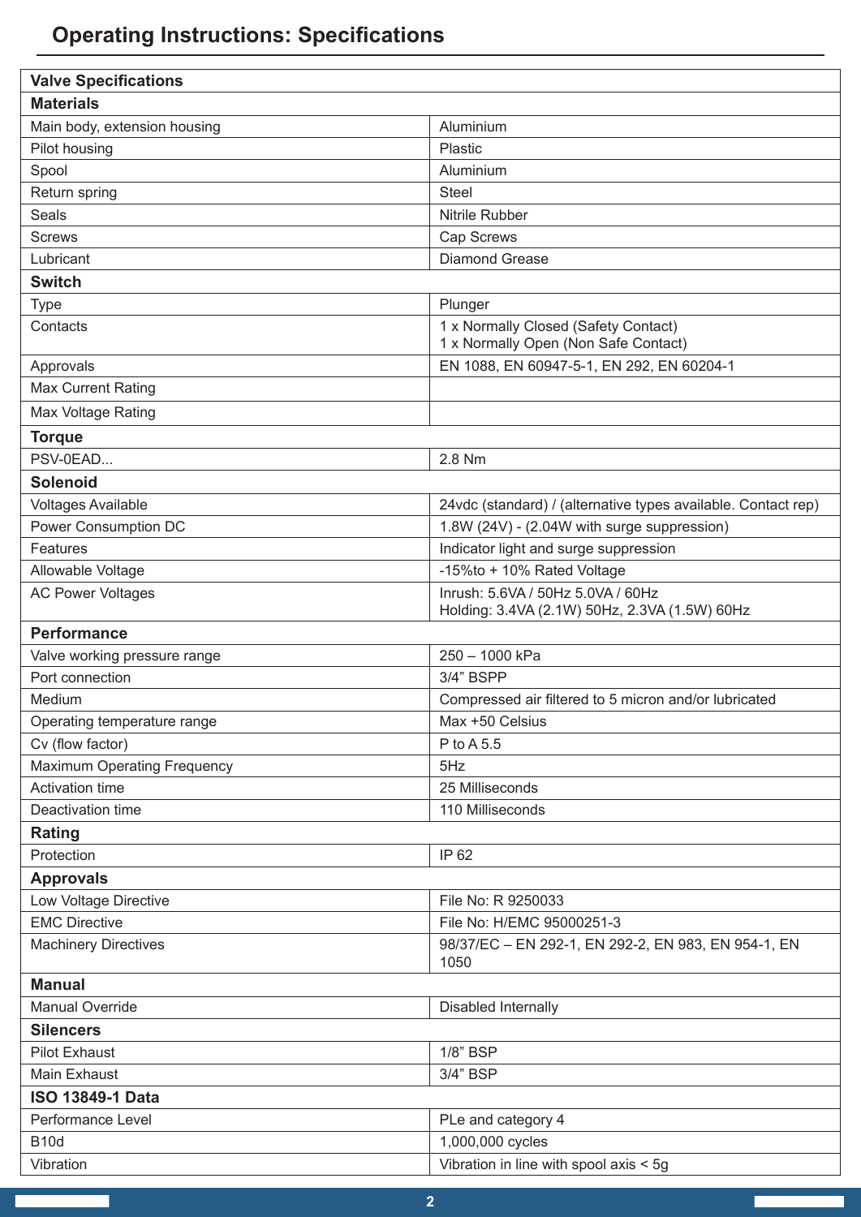## Operating Instructions: Specifications

| Valve Specifications | |
|---|---|
| **Materials** | |
| Main body, extension housing | Aluminium |
| Pilot housing | Plastic |
| Spool | Aluminium |
| Return spring | Steel |
| Seals | Nitrile Rubber |
| Screws | Cap Screws |
| Lubricant | Diamond Grease |
| **Switch** | |
| Type | Plunger |
| Contacts | 1 x Normally Closed (Safety Contact)<br>1 x Normally Open (Non Safe Contact) |
| Approvals | EN 1088, EN 60947-5-1, EN 292, EN 60204-1 |
| Max Current Rating | |
| Max Voltage Rating | |
| **Torque** | |
| PSV-0EAD... | 2.8 Nm |
| **Solenoid** | |
| Voltages Available | 24vdc (standard) / (alternative types available. Contact rep) |
| Power Consumption DC | 1.8W (24V) - (2.04W with surge suppression) |
| Features | Indicator light and surge suppression |
| Allowable Voltage | -15%to + 10% Rated Voltage |
| AC Power Voltages | Inrush: 5.6VA / 50Hz 5.0VA / 60Hz<br>Holding: 3.4VA (2.1W) 50Hz, 2.3VA (1.5W) 60Hz |
| **Performance** | |
| Valve working pressure range | 250 – 1000 kPa |
| Port connection | 3/4" BSPP |
| Medium | Compressed air filtered to 5 micron and/or lubricated |
| Operating temperature range | Max +50 Celsius |
| Cv (flow factor) | P to A 5.5 |
| Maximum Operating Frequency | 5Hz |
| Activation time | 25 Milliseconds |
| Deactivation time | 110 Milliseconds |
| **Rating** | |
| Protection | IP 62 |
| **Approvals** | |
| Low Voltage Directive | File No: R 9250033 |
| EMC Directive | File No: H/EMC 95000251-3 |
| Machinery Directives | 98/37/EC – EN 292-1, EN 292-2, EN 983, EN 954-1, EN 1050 |
| **Manual** | |
| Manual Override | Disabled Internally |
| **Silencers** | |
| Pilot Exhaust | 1/8" BSP |
| Main Exhaust | 3/4" BSP |
| **ISO 13849-1 Data** | |
| Performance Level | PLe and category 4 |
| B10d | 1,000,000 cycles |
| Vibration | Vibration in line with spool axis < 5g |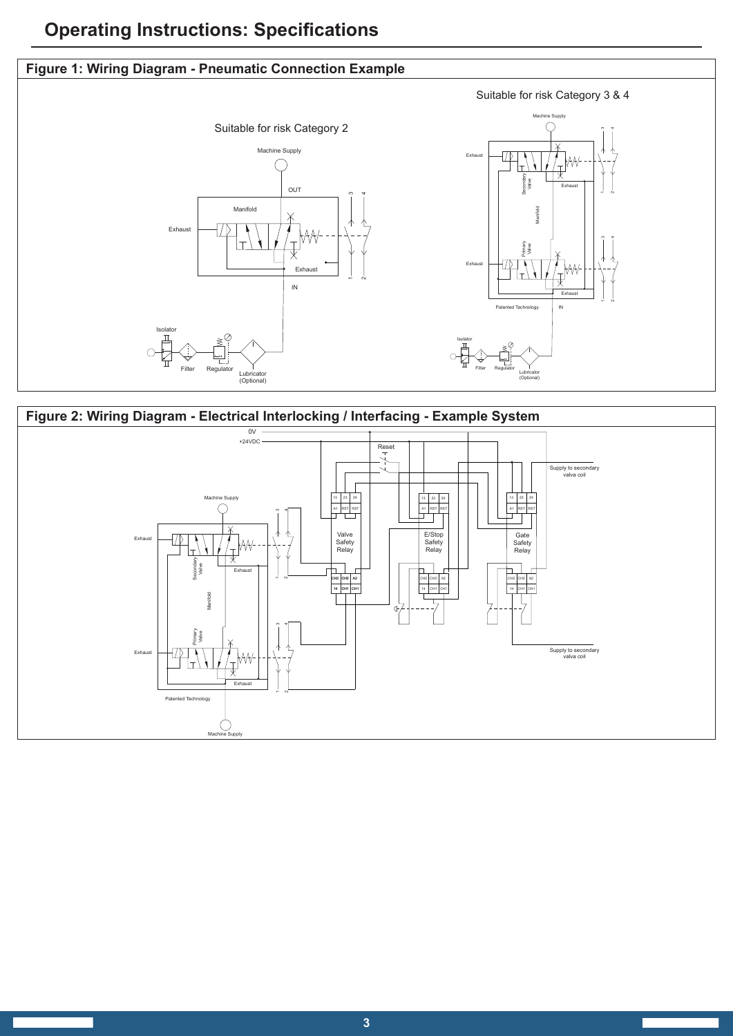# Operating Instructions: Specifications

## Figure 1: Wiring Diagram - Pneumatic Connection Example

Suitable for risk Category 2

Machine Supply

OUT

Manifold

Exhaust

Exhaust

IN

3 4

1 2

Isolator

Filter

Regulator

Lubricator (Optional)

Suitable for risk Category 3 & 4

Machine Supply

Exhaust

Secondary Valve

Exhaust

Manifold

Primary Valve

Exhaust

Exhaust

Patented Technology

IN

3 4

1 2

3 4

1 2

Isolator

Filter

Regulator

Lubricator (Optional)

## Figure 2: Wiring Diagram - Electrical Interlocking / Interfacing - Example System

0V

+24VDC

Reset

Supply to secondary valva coil

Machine Supply

13 23 24

A1 RST RST

Valve Safety Relay

CH2 CH2 A2

14 CH1 CH1

13 23 24

A1 RST RST

E/Stop Safety Relay

CH2 CH2 A2

14 CH1 CH1

13 23 24

A1 RST RST

Gate Safety Relay

CH2 CH2 A2

14 CH1 CH1

Exhaust

Secondary Valve

Exhaust

Manifold

Primary Valve

Exhaust

Exhaust

Patented Technology

Machine Supply

Supply to secondary valva coil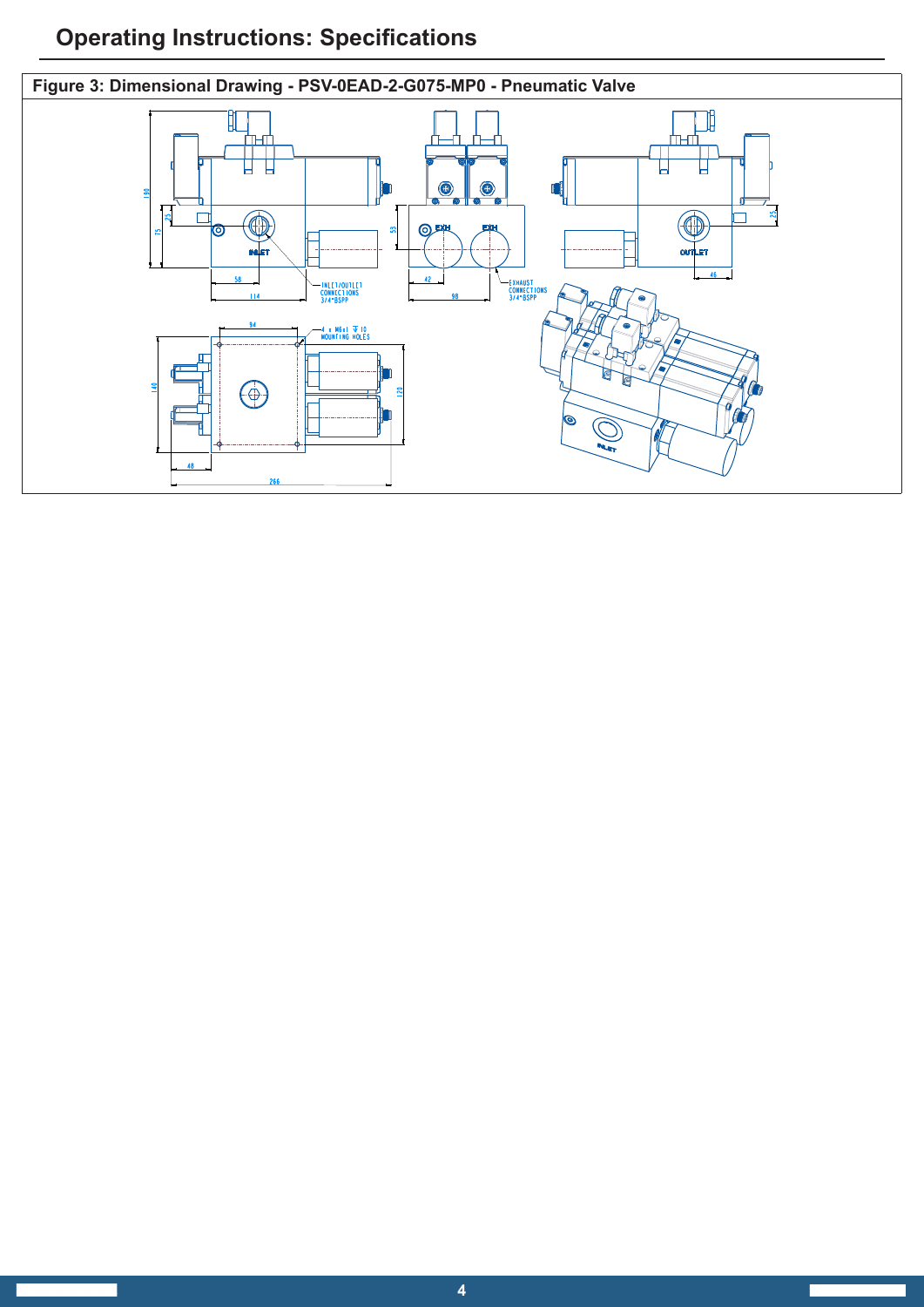# Operating Instructions: Specifications

**Figure 3: Dimensional Drawing - PSV-0EAD-2-G075-MP0 - Pneumatic Valve**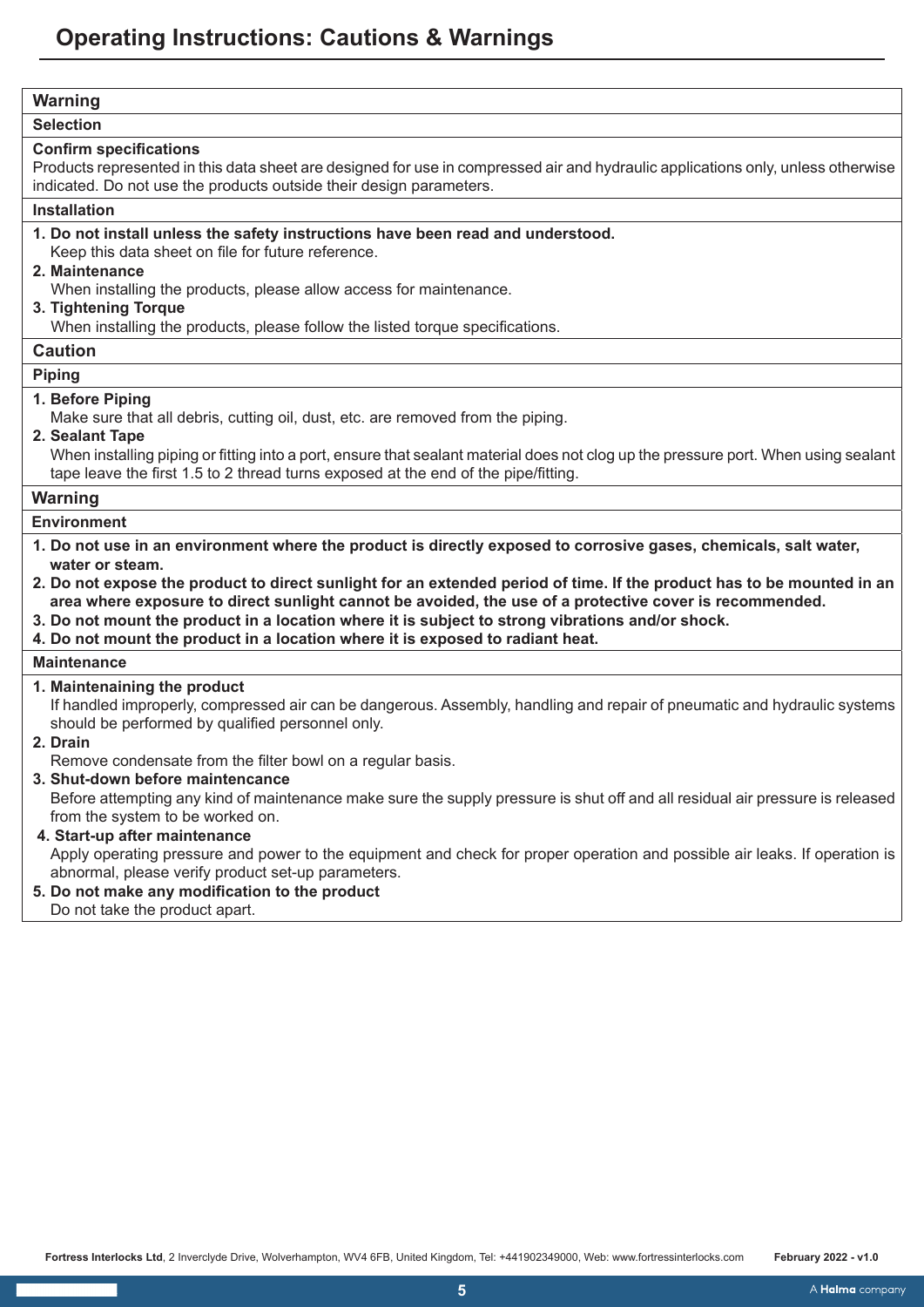# Operating Instructions: Cautions & Warnings

## Warning

### Selection

**Confirm specifications**

Products represented in this data sheet are designed for use in compressed air and hydraulic applications only, unless otherwise indicated. Do not use the products outside their design parameters.

### Installation

1. **Do not install unless the safety instructions have been read and understood.**
   Keep this data sheet on file for future reference.
2. **Maintenance**
   When installing the products, please allow access for maintenance.
3. **Tightening Torque**
   When installing the products, please follow the listed torque specifications.

## Caution

### Piping

1. **Before Piping**
   Make sure that all debris, cutting oil, dust, etc. are removed from the piping.
2. **Sealant Tape**
   When installing piping or fitting into a port, ensure that sealant material does not clog up the pressure port. When using sealant tape leave the first 1.5 to 2 thread turns exposed at the end of the pipe/fitting.

## Warning

### Environment

1. **Do not use in an environment where the product is directly exposed to corrosive gases, chemicals, salt water, water or steam.**
2. **Do not expose the product to direct sunlight for an extended period of time. If the product has to be mounted in an area where exposure to direct sunlight cannot be avoided, the use of a protective cover is recommended.**
3. **Do not mount the product in a location where it is subject to strong vibrations and/or shock.**
4. **Do not mount the product in a location where it is exposed to radiant heat.**

### Maintenance

1. **Maintenaining the product**
   If handled improperly, compressed air can be dangerous. Assembly, handling and repair of pneumatic and hydraulic systems should be performed by qualified personnel only.
2. **Drain**
   Remove condensate from the filter bowl on a regular basis.
3. **Shut-down before maintencance**
   Before attempting any kind of maintenance make sure the supply pressure is shut off and all residual air pressure is released from the system to be worked on.
4. **Start-up after maintenance**
   Apply operating pressure and power to the equipment and check for proper operation and possible air leaks. If operation is abnormal, please verify product set-up parameters.
5. **Do not make any modification to the product**
   Do not take the product apart.

**Fortress Interlocks Ltd**, 2 Inverclyde Drive, Wolverhampton, WV4 6FB, United Kingdom, Tel: +441902349000, Web: www.fortressinterlocks.com **February 2022 - v1.0**

A **Halma** company